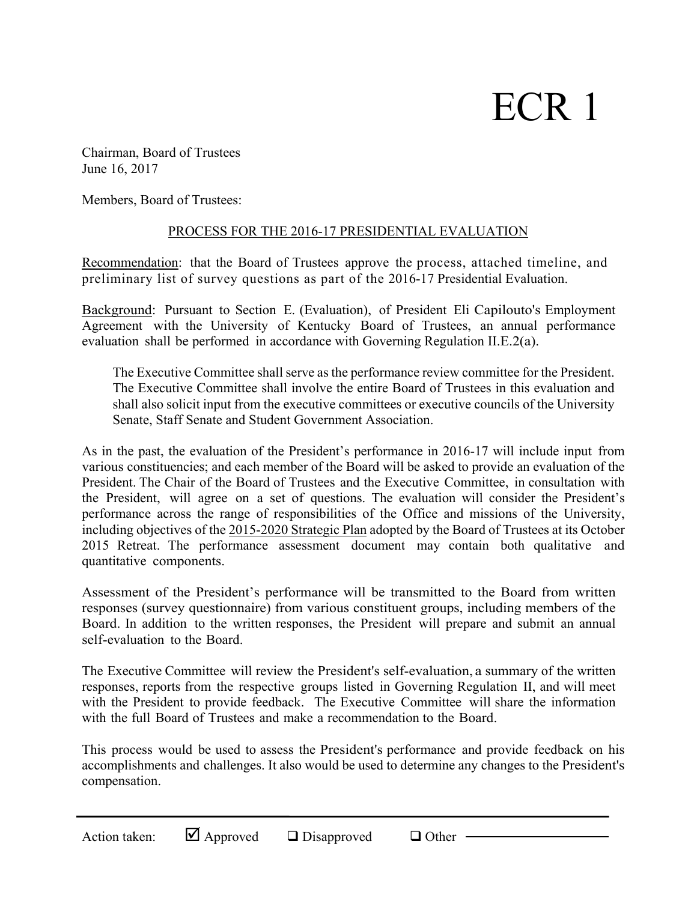# ECR 1

Chairman, Board of Trustees
June 16, 2017

Members, Board of Trustees:

PROCESS FOR THE 2016-17 PRESIDENTIAL EVALUATION

Recommendation: that the Board of Trustees approve the process, attached timeline, and preliminary list of survey questions as part of the 2016-17 Presidential Evaluation.

Background: Pursuant to Section E. (Evaluation), of President Eli Capilouto's Employment Agreement with the University of Kentucky Board of Trustees, an annual performance evaluation shall be performed in accordance with Governing Regulation II.E.2(a).

> The Executive Committee shall serve as the performance review committee for the President. The Executive Committee shall involve the entire Board of Trustees in this evaluation and shall also solicit input from the executive committees or executive councils of the University Senate, Staff Senate and Student Government Association.

As in the past, the evaluation of the President's performance in 2016-17 will include input from various constituencies; and each member of the Board will be asked to provide an evaluation of the President. The Chair of the Board of Trustees and the Executive Committee, in consultation with the President, will agree on a set of questions. The evaluation will consider the President's performance across the range of responsibilities of the Office and missions of the University, including objectives of the 2015-2020 Strategic Plan adopted by the Board of Trustees at its October 2015 Retreat. The performance assessment document may contain both qualitative and quantitative components.

Assessment of the President's performance will be transmitted to the Board from written responses (survey questionnaire) from various constituent groups, including members of the Board. In addition to the written responses, the President will prepare and submit an annual self-evaluation to the Board.

The Executive Committee will review the President's self-evaluation, a summary of the written responses, reports from the respective groups listed in Governing Regulation II, and will meet with the President to provide feedback. The Executive Committee will share the information with the full Board of Trustees and make a recommendation to the Board.

This process would be used to assess the President's performance and provide feedback on his accomplishments and challenges. It also would be used to determine any changes to the President's compensation.

---

Action taken: ☑ Approved ☐ Disapproved ☐ Other ________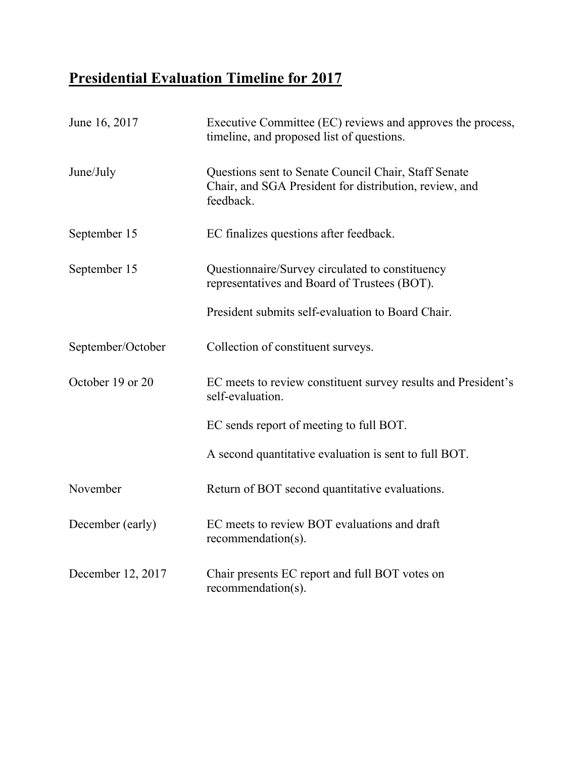# Presidential Evaluation Timeline for 2017

| | |
|---|---|
| June 16, 2017 | Executive Committee (EC) reviews and approves the process, timeline, and proposed list of questions. |
| June/July | Questions sent to Senate Council Chair, Staff Senate Chair, and SGA President for distribution, review, and feedback. |
| September 15 | EC finalizes questions after feedback. |
| September 15 | Questionnaire/Survey circulated to constituency representatives and Board of Trustees (BOT).<br><br>President submits self-evaluation to Board Chair. |
| September/October | Collection of constituent surveys. |
| October 19 or 20 | EC meets to review constituent survey results and President's self-evaluation.<br><br>EC sends report of meeting to full BOT.<br><br>A second quantitative evaluation is sent to full BOT. |
| November | Return of BOT second quantitative evaluations. |
| December (early) | EC meets to review BOT evaluations and draft recommendation(s). |
| December 12, 2017 | Chair presents EC report and full BOT votes on recommendation(s). |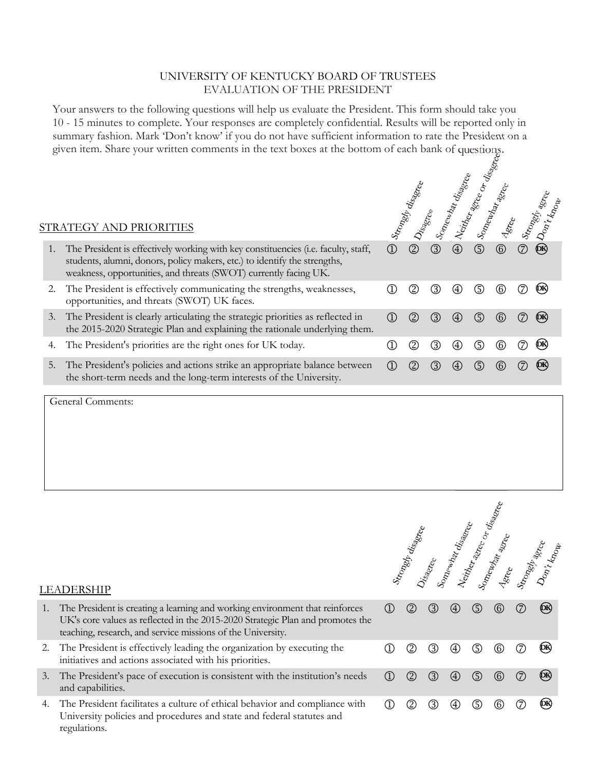UNIVERSITY OF KENTUCKY BOARD OF TRUSTEES
EVALUATION OF THE PRESIDENT

Your answers to the following questions will help us evaluate the President. This form should take you 10 - 15 minutes to complete. Your responses are completely confidential. Results will be reported only in summary fashion. Mark 'Don't know' if you do not have sufficient information to rate the President on a given item. Share your written comments in the text boxes at the bottom of each bank of questions.

| STRATEGY AND PRIORITIES | Strongly disagree | Disagree | Somewhat disagree | Neither agree or disagree | Somewhat agree | Agree | Strongly agree | Don't know |
|---|---|---|---|---|---|---|---|---|
| 1. The President is effectively working with key constituencies (i.e. faculty, staff, students, alumni, donors, policy makers, etc.) to identify the strengths, weakness, opportunities, and threats (SWOT) currently facing UK. | ① | ② | ③ | ④ | ⑤ | ⑥ | ⑦ | DK |
| 2. The President is effectively communicating the strengths, weaknesses, opportunities, and threats (SWOT) UK faces. | ① | ② | ③ | ④ | ⑤ | ⑥ | ⑦ | DK |
| 3. The President is clearly articulating the strategic priorities as reflected in the 2015-2020 Strategic Plan and explaining the rationale underlying them. | ① | ② | ③ | ④ | ⑤ | ⑥ | ⑦ | DK |
| 4. The President's priorities are the right ones for UK today. | ① | ② | ③ | ④ | ⑤ | ⑥ | ⑦ | DK |
| 5. The President's policies and actions strike an appropriate balance between the short-term needs and the long-term interests of the University. | ① | ② | ③ | ④ | ⑤ | ⑥ | ⑦ | DK |

General Comments:

| LEADERSHIP | Strongly disagree | Disagree | Somewhat disagree | Neither agree or disagree | Somewhat agree | Agree | Strongly agree | Don't know |
|---|---|---|---|---|---|---|---|---|
| 1. The President is creating a learning and working environment that reinforces UK's core values as reflected in the 2015-2020 Strategic Plan and promotes the teaching, research, and service missions of the University. | ① | ② | ③ | ④ | ⑤ | ⑥ | ⑦ | DK |
| 2. The President is effectively leading the organization by executing the initiatives and actions associated with his priorities. | ① | ② | ③ | ④ | ⑤ | ⑥ | ⑦ | DK |
| 3. The President's pace of execution is consistent with the institution's needs and capabilities. | ① | ② | ③ | ④ | ⑤ | ⑥ | ⑦ | DK |
| 4. The President facilitates a culture of ethical behavior and compliance with University policies and procedures and state and federal statutes and regulations. | ① | ② | ③ | ④ | ⑤ | ⑥ | ⑦ | DK |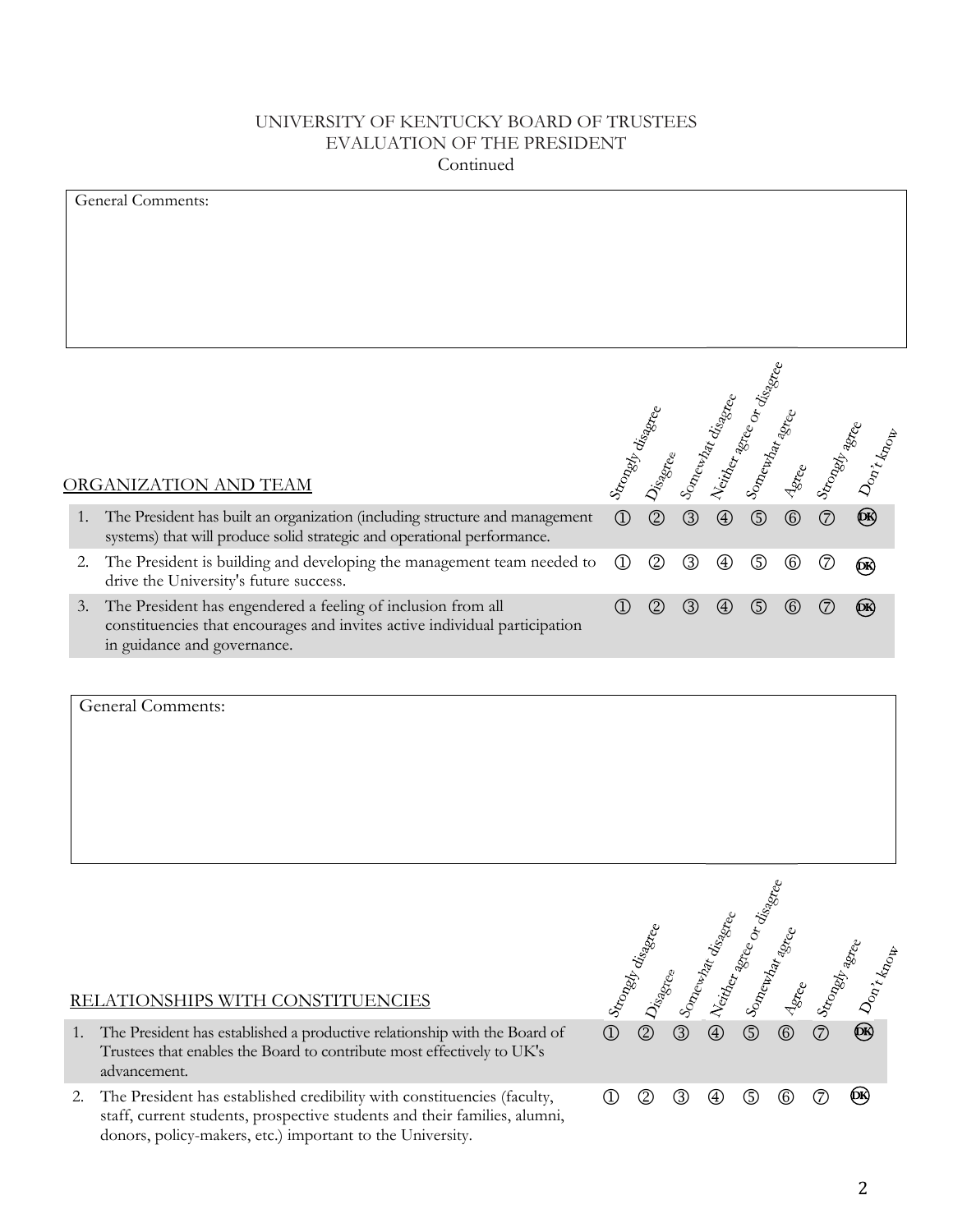UNIVERSITY OF KENTUCKY BOARD OF TRUSTEES
EVALUATION OF THE PRESIDENT
Continued

General Comments:

| ORGANIZATION AND TEAM | Strongly disagree | Disagree | Somewhat disagree | Neither agree or disagree | Somewhat agree | Agree | Strongly agree | Don't know |
|---|---|---|---|---|---|---|---|---|
| 1. The President has built an organization (including structure and management systems) that will produce solid strategic and operational performance. | ① | ② | ③ | ④ | ⑤ | ⑥ | ⑦ | DK |
| 2. The President is building and developing the management team needed to drive the University's future success. | ① | ② | ③ | ④ | ⑤ | ⑥ | ⑦ | DK |
| 3. The President has engendered a feeling of inclusion from all constituencies that encourages and invites active individual participation in guidance and governance. | ① | ② | ③ | ④ | ⑤ | ⑥ | ⑦ | DK |

General Comments:

| RELATIONSHIPS WITH CONSTITUENCIES | Strongly disagree | Disagree | Somewhat disagree | Neither agree or disagree | Somewhat agree | Agree | Strongly agree | Don't know |
|---|---|---|---|---|---|---|---|---|
| 1. The President has established a productive relationship with the Board of Trustees that enables the Board to contribute most effectively to UK's advancement. | ① | ② | ③ | ④ | ⑤ | ⑥ | ⑦ | DK |
| 2. The President has established credibility with constituencies (faculty, staff, current students, prospective students and their families, alumni, donors, policy-makers, etc.) important to the University. | ① | ② | ③ | ④ | ⑤ | ⑥ | ⑦ | DK |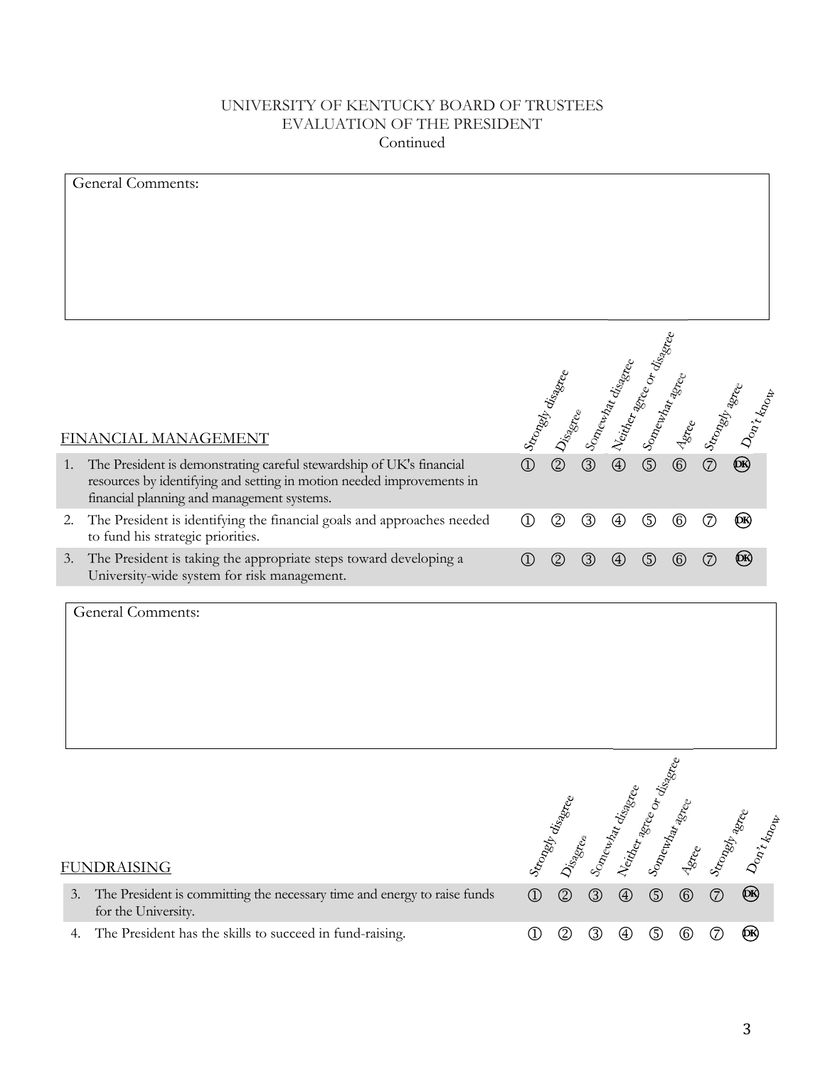UNIVERSITY OF KENTUCKY BOARD OF TRUSTEES
EVALUATION OF THE PRESIDENT
Continued

General Comments:

| FINANCIAL MANAGEMENT | Strongly disagree | Disagree | Somewhat disagree | Neither agree or disagree | Somewhat agree | Agree | Strongly agree | Don't know |
|---|---|---|---|---|---|---|---|---|
| 1. The President is demonstrating careful stewardship of UK's financial resources by identifying and setting in motion needed improvements in financial planning and management systems. | ① | ② | ③ | ④ | ⑤ | ⑥ | ⑦ | DK |
| 2. The President is identifying the financial goals and approaches needed to fund his strategic priorities. | ① | ② | ③ | ④ | ⑤ | ⑥ | ⑦ | DK |
| 3. The President is taking the appropriate steps toward developing a University-wide system for risk management. | ① | ② | ③ | ④ | ⑤ | ⑥ | ⑦ | DK |

General Comments:

| FUNDRAISING | Strongly disagree | Disagree | Somewhat disagree | Neither agree or disagree | Somewhat agree | Agree | Strongly agree | Don't know |
|---|---|---|---|---|---|---|---|---|
| 3. The President is committing the necessary time and energy to raise funds for the University. | ① | ② | ③ | ④ | ⑤ | ⑥ | ⑦ | DK |
| 4. The President has the skills to succeed in fund-raising. | ① | ② | ③ | ④ | ⑤ | ⑥ | ⑦ | DK |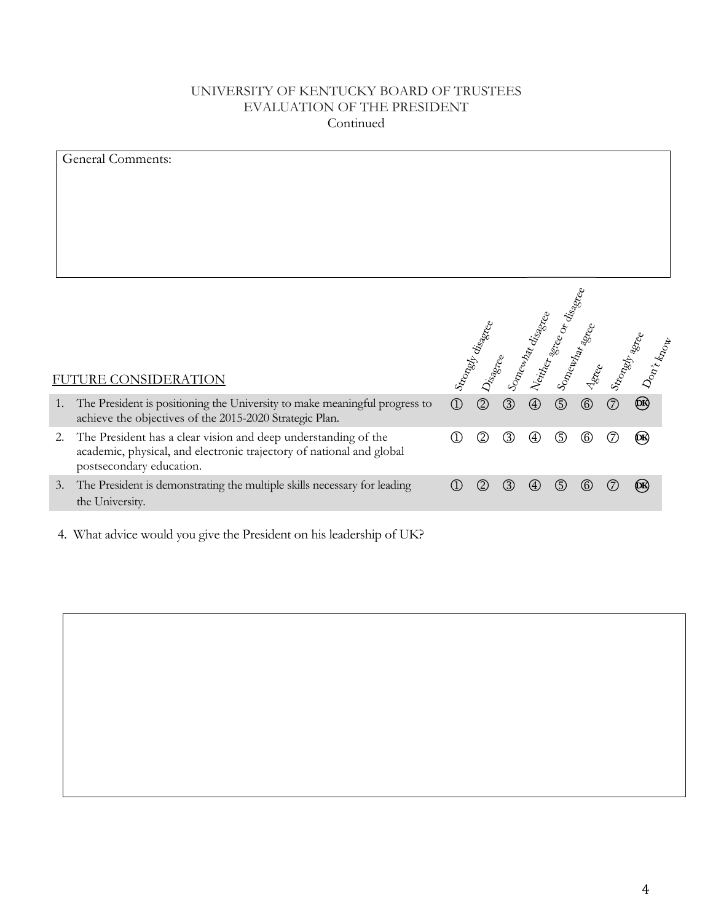UNIVERSITY OF KENTUCKY BOARD OF TRUSTEES
EVALUATION OF THE PRESIDENT
Continued

General Comments:

| FUTURE CONSIDERATION | Strongly disagree | Disagree | Somewhat disagree | Neither agree or disagree | Somewhat agree | Agree | Strongly agree | Don't know |
|---|---|---|---|---|---|---|---|---|
| 1. The President is positioning the University to make meaningful progress to achieve the objectives of the 2015-2020 Strategic Plan. | ① | ② | ③ | ④ | ⑤ | ⑥ | ⑦ | DK |
| 2. The President has a clear vision and deep understanding of the academic, physical, and electronic trajectory of national and global postsecondary education. | ① | ② | ③ | ④ | ⑤ | ⑥ | ⑦ | DK |
| 3. The President is demonstrating the multiple skills necessary for leading the University. | ① | ② | ③ | ④ | ⑤ | ⑥ | ⑦ | DK |

4. What advice would you give the President on his leadership of UK?